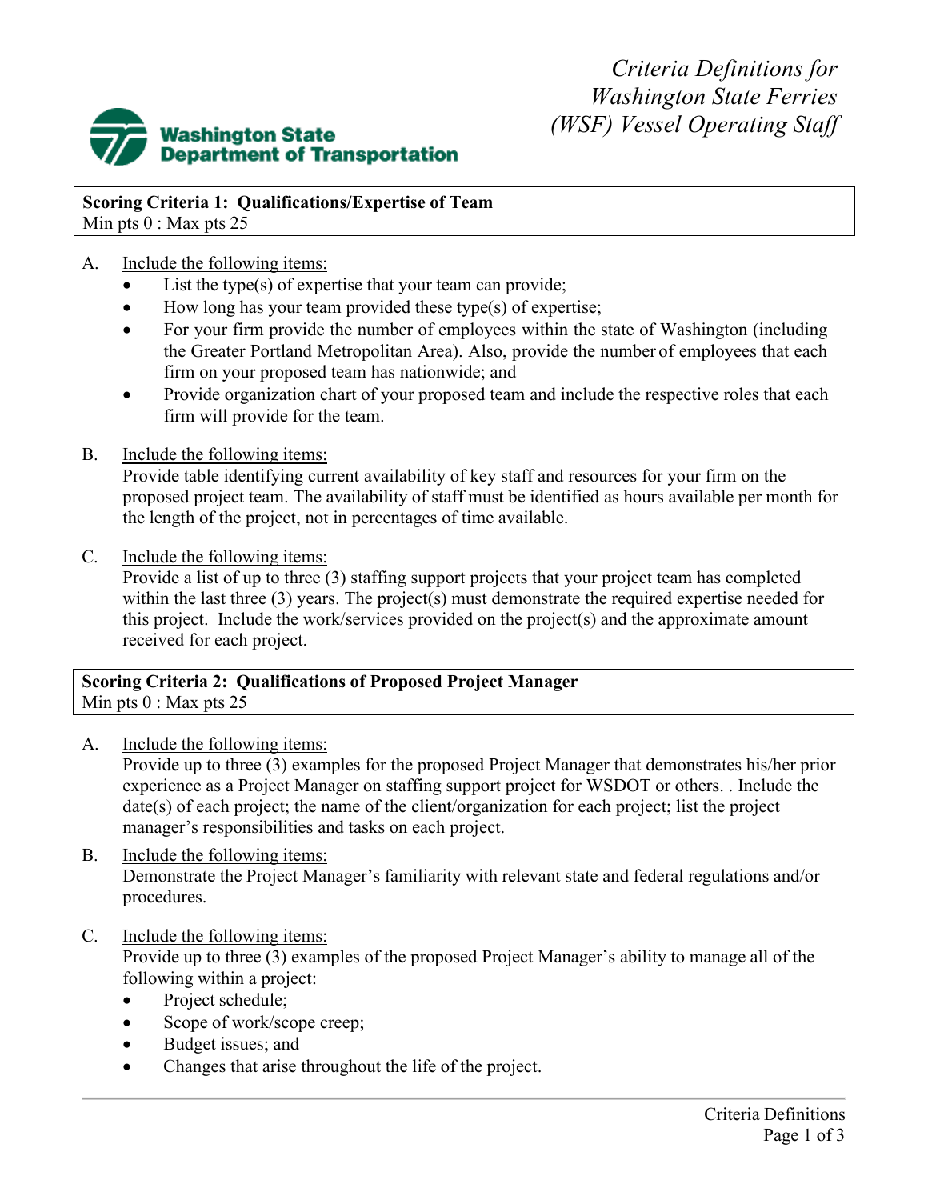Washington State Department of Transportation

# Criteria Definitions for Washington State Ferries (WSF) Vessel Operating Staff

**Scoring Criteria 1: Qualifications/Expertise of Team**
Min pts 0 : Max pts 25

A. Include the following items:
- List the type(s) of expertise that your team can provide;
- How long has your team provided these type(s) of expertise;
- For your firm provide the number of employees within the state of Washington (including the Greater Portland Metropolitan Area). Also, provide the number of employees that each firm on your proposed team has nationwide; and
- Provide organization chart of your proposed team and include the respective roles that each firm will provide for the team.

B. Include the following items:
Provide table identifying current availability of key staff and resources for your firm on the proposed project team. The availability of staff must be identified as hours available per month for the length of the project, not in percentages of time available.

C. Include the following items:
Provide a list of up to three (3) staffing support projects that your project team has completed within the last three (3) years. The project(s) must demonstrate the required expertise needed for this project. Include the work/services provided on the project(s) and the approximate amount received for each project.

**Scoring Criteria 2: Qualifications of Proposed Project Manager**
Min pts 0 : Max pts 25

A. Include the following items:
Provide up to three (3) examples for the proposed Project Manager that demonstrates his/her prior experience as a Project Manager on staffing support project for WSDOT or others. . Include the date(s) of each project; the name of the client/organization for each project; list the project manager's responsibilities and tasks on each project.

B. Include the following items:
Demonstrate the Project Manager's familiarity with relevant state and federal regulations and/or procedures.

C. Include the following items:
Provide up to three (3) examples of the proposed Project Manager's ability to manage all of the following within a project:
- Project schedule;
- Scope of work/scope creep;
- Budget issues; and
- Changes that arise throughout the life of the project.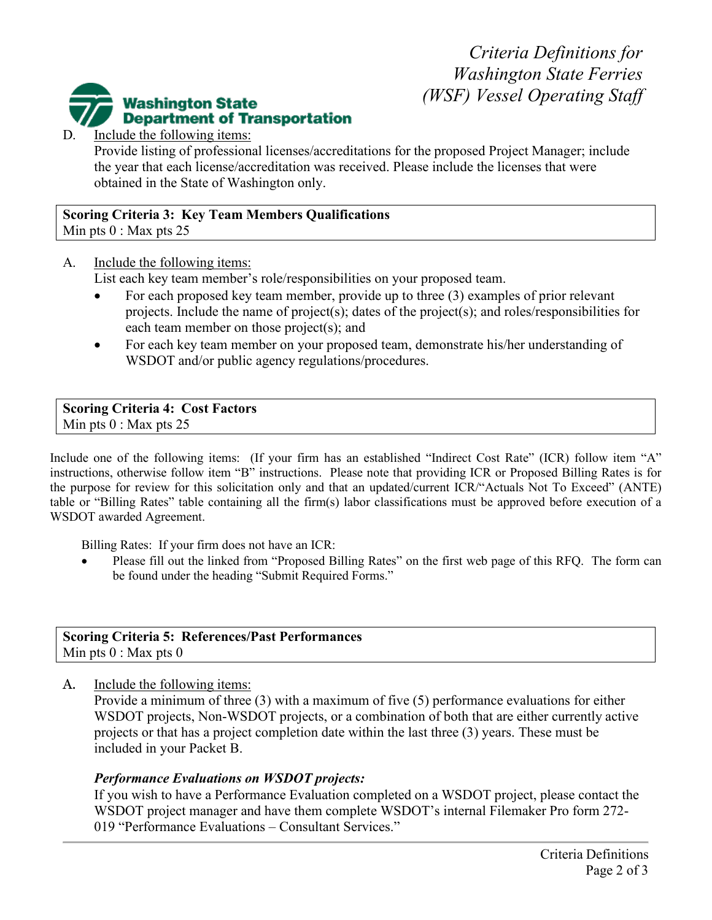D. Include the following items:
Provide listing of professional licenses/accreditations for the proposed Project Manager; include the year that each license/accreditation was received. Please include the licenses that were obtained in the State of Washington only.

**Scoring Criteria 3: Key Team Members Qualifications**
Min pts 0 : Max pts 25

A. Include the following items:
List each key team member's role/responsibilities on your proposed team.

- For each proposed key team member, provide up to three (3) examples of prior relevant projects. Include the name of project(s); dates of the project(s); and roles/responsibilities for each team member on those project(s); and
- For each key team member on your proposed team, demonstrate his/her understanding of WSDOT and/or public agency regulations/procedures.

**Scoring Criteria 4: Cost Factors**
Min pts 0 : Max pts 25

Include one of the following items: (If your firm has an established "Indirect Cost Rate" (ICR) follow item "A" instructions, otherwise follow item "B" instructions. Please note that providing ICR or Proposed Billing Rates is for the purpose for review for this solicitation only and that an updated/current ICR/"Actuals Not To Exceed" (ANTE) table or "Billing Rates" table containing all the firm(s) labor classifications must be approved before execution of a WSDOT awarded Agreement.

Billing Rates: If your firm does not have an ICR:

- Please fill out the linked from "Proposed Billing Rates" on the first web page of this RFQ. The form can be found under the heading "Submit Required Forms."

**Scoring Criteria 5: References/Past Performances**
Min pts 0 : Max pts 0

A. Include the following items:
Provide a minimum of three (3) with a maximum of five (5) performance evaluations for either WSDOT projects, Non-WSDOT projects, or a combination of both that are either currently active projects or that has a project completion date within the last three (3) years. These must be included in your Packet B.

***Performance Evaluations on WSDOT projects:***
If you wish to have a Performance Evaluation completed on a WSDOT project, please contact the WSDOT project manager and have them complete WSDOT's internal Filemaker Pro form 272-019 "Performance Evaluations – Consultant Services."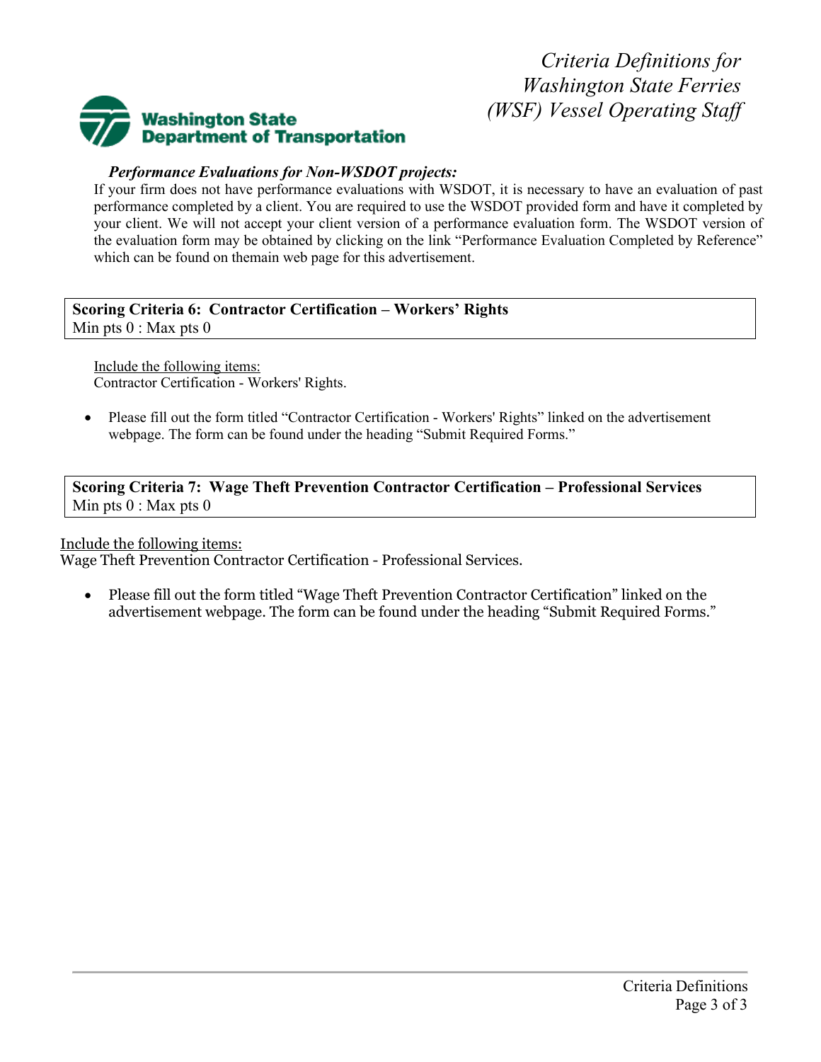***Performance Evaluations for Non-WSDOT projects:***

If your firm does not have performance evaluations with WSDOT, it is necessary to have an evaluation of past performance completed by a client. You are required to use the WSDOT provided form and have it completed by your client. We will not accept your client version of a performance evaluation form. The WSDOT version of the evaluation form may be obtained by clicking on the link "Performance Evaluation Completed by Reference" which can be found on themain web page for this advertisement.

**Scoring Criteria 6: Contractor Certification – Workers' Rights**
Min pts 0 : Max pts 0

Include the following items:
Contractor Certification - Workers' Rights.

- Please fill out the form titled "Contractor Certification - Workers' Rights" linked on the advertisement webpage. The form can be found under the heading "Submit Required Forms."

**Scoring Criteria 7: Wage Theft Prevention Contractor Certification – Professional Services**
Min pts 0 : Max pts 0

Include the following items:
Wage Theft Prevention Contractor Certification - Professional Services.

- Please fill out the form titled "Wage Theft Prevention Contractor Certification" linked on the advertisement webpage. The form can be found under the heading "Submit Required Forms."